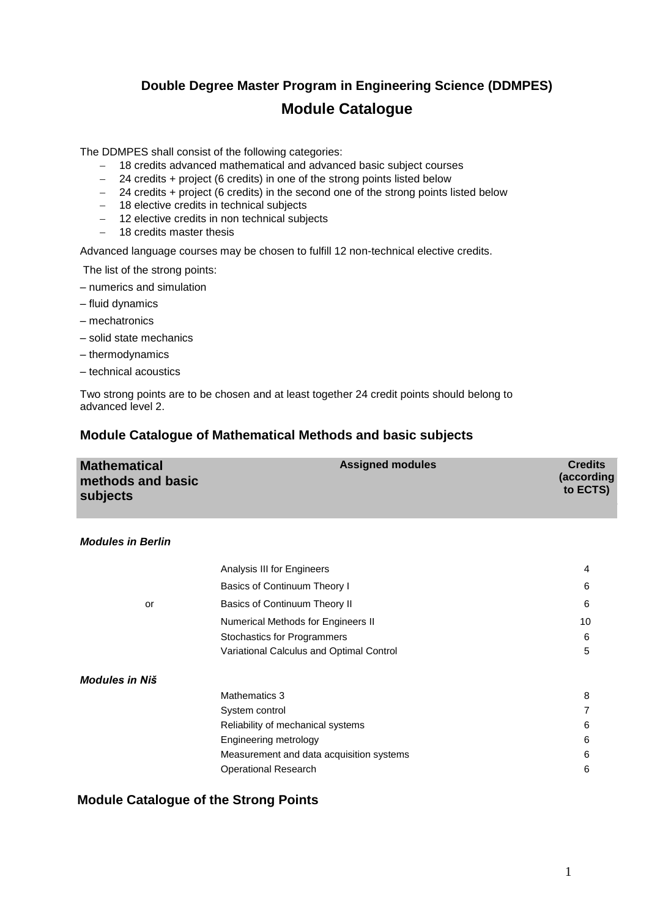# Double Degree Master Program in Engineering Science (DDMPES)

## Module Catalogue

The DDMPES shall consist of the following categories:

- 18 credits advanced mathematical and advanced basic subject courses
- 24 credits + project (6 credits) in one of the strong points listed below
- 24 credits + project (6 credits) in the second one of the strong points listed below
- 18 elective credits in technical subjects
- 12 elective credits in non technical subjects
- 18 credits master thesis

Advanced language courses may be chosen to fulfill 12 non-technical elective credits.

The list of the strong points:

– numerics and simulation

– fluid dynamics

– mechatronics

– solid state mechanics

– thermodynamics

– technical acoustics

Two strong points are to be chosen and at least together 24 credit points should belong to advanced level 2.

## Module Catalogue of Mathematical Methods and basic subjects

| Mathematical methods and basic subjects | Assigned modules | Credits (according to ECTS) |
|---|---|---|
| ***Modules in Berlin*** | | |
| | Analysis III for Engineers | 4 |
| | Basics of Continuum Theory I | 6 |
| or | Basics of Continuum Theory II | 6 |
| | Numerical Methods for Engineers II | 10 |
| | Stochastics for Programmers | 6 |
| | Variational Calculus and Optimal Control | 5 |
| ***Modules in Niš*** | | |
| | Mathematics 3 | 8 |
| | System control | 7 |
| | Reliability of mechanical systems | 6 |
| | Engineering metrology | 6 |
| | Measurement and data acquisition systems | 6 |
| | Operational Research | 6 |

## Module Catalogue of the Strong Points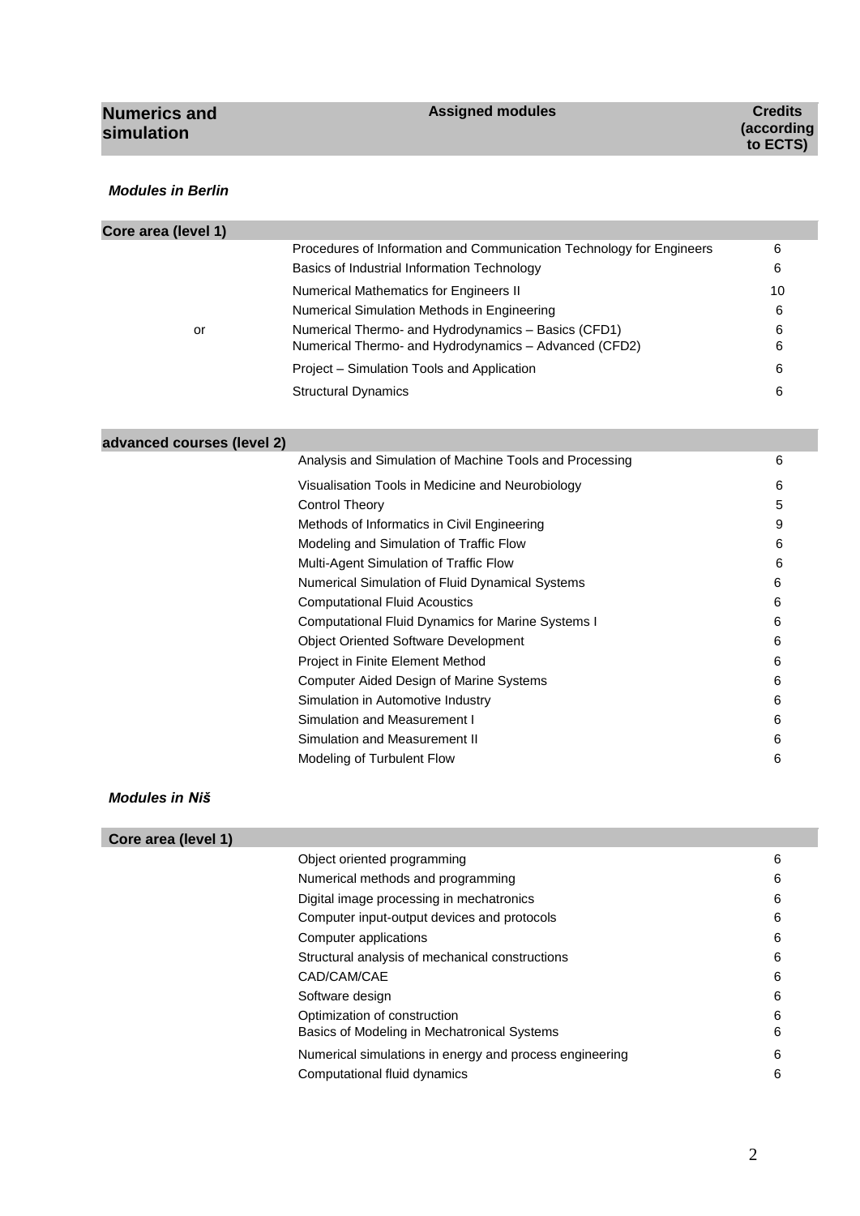| Numerics and simulation | Assigned modules | Credits (according to ECTS) |
|---|---|---|

***Modules in Berlin***

| Core area (level 1) | | |
|---|---|---|
| | Procedures of Information and Communication Technology for Engineers | 6 |
| | Basics of Industrial Information Technology | 6 |
| | Numerical Mathematics for Engineers II | 10 |
| | Numerical Simulation Methods in Engineering | 6 |
| or | Numerical Thermo- and Hydrodynamics – Basics (CFD1) | 6 |
| | Numerical Thermo- and Hydrodynamics – Advanced (CFD2) | 6 |
| | Project – Simulation Tools and Application | 6 |
| | Structural Dynamics | 6 |

| advanced courses (level 2) | | |
|---|---|---|
| | Analysis and Simulation of Machine Tools and Processing | 6 |
| | Visualisation Tools in Medicine and Neurobiology | 6 |
| | Control Theory | 5 |
| | Methods of Informatics in Civil Engineering | 9 |
| | Modeling and Simulation of Traffic Flow | 6 |
| | Multi-Agent Simulation of Traffic Flow | 6 |
| | Numerical Simulation of Fluid Dynamical Systems | 6 |
| | Computational Fluid Acoustics | 6 |
| | Computational Fluid Dynamics for Marine Systems I | 6 |
| | Object Oriented Software Development | 6 |
| | Project in Finite Element Method | 6 |
| | Computer Aided Design of Marine Systems | 6 |
| | Simulation in Automotive Industry | 6 |
| | Simulation and Measurement I | 6 |
| | Simulation and Measurement II | 6 |
| | Modeling of Turbulent Flow | 6 |

***Modules in Niš***

| Core area (level 1) | | |
|---|---|---|
| | Object oriented programming | 6 |
| | Numerical methods and programming | 6 |
| | Digital image processing in mechatronics | 6 |
| | Computer input-output devices and protocols | 6 |
| | Computer applications | 6 |
| | Structural analysis of mechanical constructions | 6 |
| | CAD/CAM/CAE | 6 |
| | Software design | 6 |
| | Optimization of construction | 6 |
| | Basics of Modeling in Mechatronical Systems | 6 |
| | Numerical simulations in energy and process engineering | 6 |
| | Computational fluid dynamics | 6 |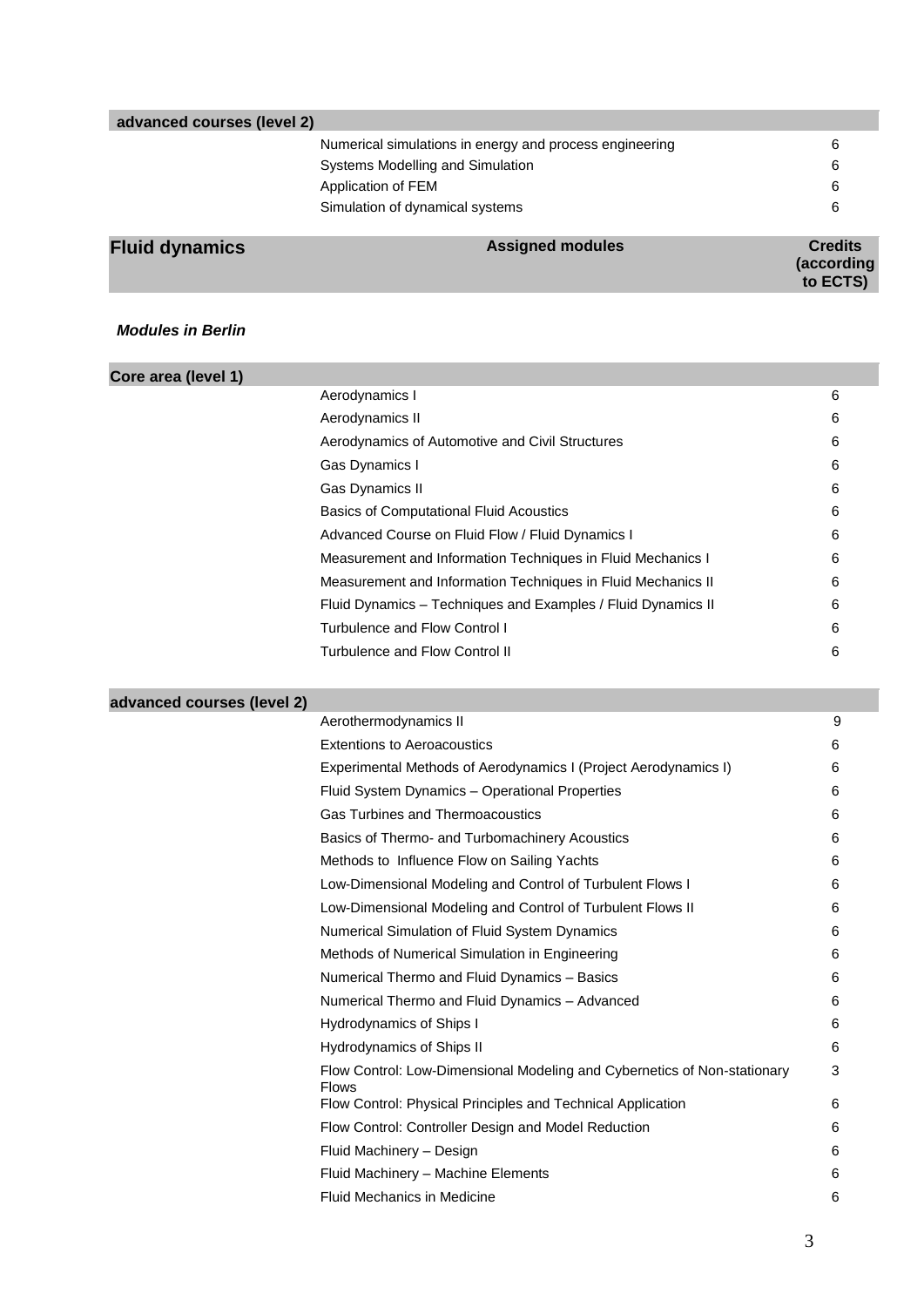| advanced courses (level 2) | | |
|---|---|---|
| | Numerical simulations in energy and process engineering | 6 |
| | Systems Modelling and Simulation | 6 |
| | Application of FEM | 6 |
| | Simulation of dynamical systems | 6 |

| **Fluid dynamics** | **Assigned modules** | **Credits (according to ECTS)** |
|---|---|---|

***Modules in Berlin***

| Core area (level 1) | | |
|---|---|---|
| | Aerodynamics I | 6 |
| | Aerodynamics II | 6 |
| | Aerodynamics of Automotive and Civil Structures | 6 |
| | Gas Dynamics I | 6 |
| | Gas Dynamics II | 6 |
| | Basics of Computational Fluid Acoustics | 6 |
| | Advanced Course on Fluid Flow / Fluid Dynamics I | 6 |
| | Measurement and Information Techniques in Fluid Mechanics I | 6 |
| | Measurement and Information Techniques in Fluid Mechanics II | 6 |
| | Fluid Dynamics – Techniques and Examples / Fluid Dynamics II | 6 |
| | Turbulence and Flow Control I | 6 |
| | Turbulence and Flow Control II | 6 |

| advanced courses (level 2) | | |
|---|---|---|
| | Aerothermodynamics II | 9 |
| | Extentions to Aeroacoustics | 6 |
| | Experimental Methods of Aerodynamics I (Project Aerodynamics I) | 6 |
| | Fluid System Dynamics – Operational Properties | 6 |
| | Gas Turbines and Thermoacoustics | 6 |
| | Basics of Thermo- and Turbomachinery Acoustics | 6 |
| | Methods to Influence Flow on Sailing Yachts | 6 |
| | Low-Dimensional Modeling and Control of Turbulent Flows I | 6 |
| | Low-Dimensional Modeling and Control of Turbulent Flows II | 6 |
| | Numerical Simulation of Fluid System Dynamics | 6 |
| | Methods of Numerical Simulation in Engineering | 6 |
| | Numerical Thermo and Fluid Dynamics – Basics | 6 |
| | Numerical Thermo and Fluid Dynamics – Advanced | 6 |
| | Hydrodynamics of Ships I | 6 |
| | Hydrodynamics of Ships II | 6 |
| | Flow Control: Low-Dimensional Modeling and Cybernetics of Non-stationary Flows | 3 |
| | Flow Control: Physical Principles and Technical Application | 6 |
| | Flow Control: Controller Design and Model Reduction | 6 |
| | Fluid Machinery – Design | 6 |
| | Fluid Machinery – Machine Elements | 6 |
| | Fluid Mechanics in Medicine | 6 |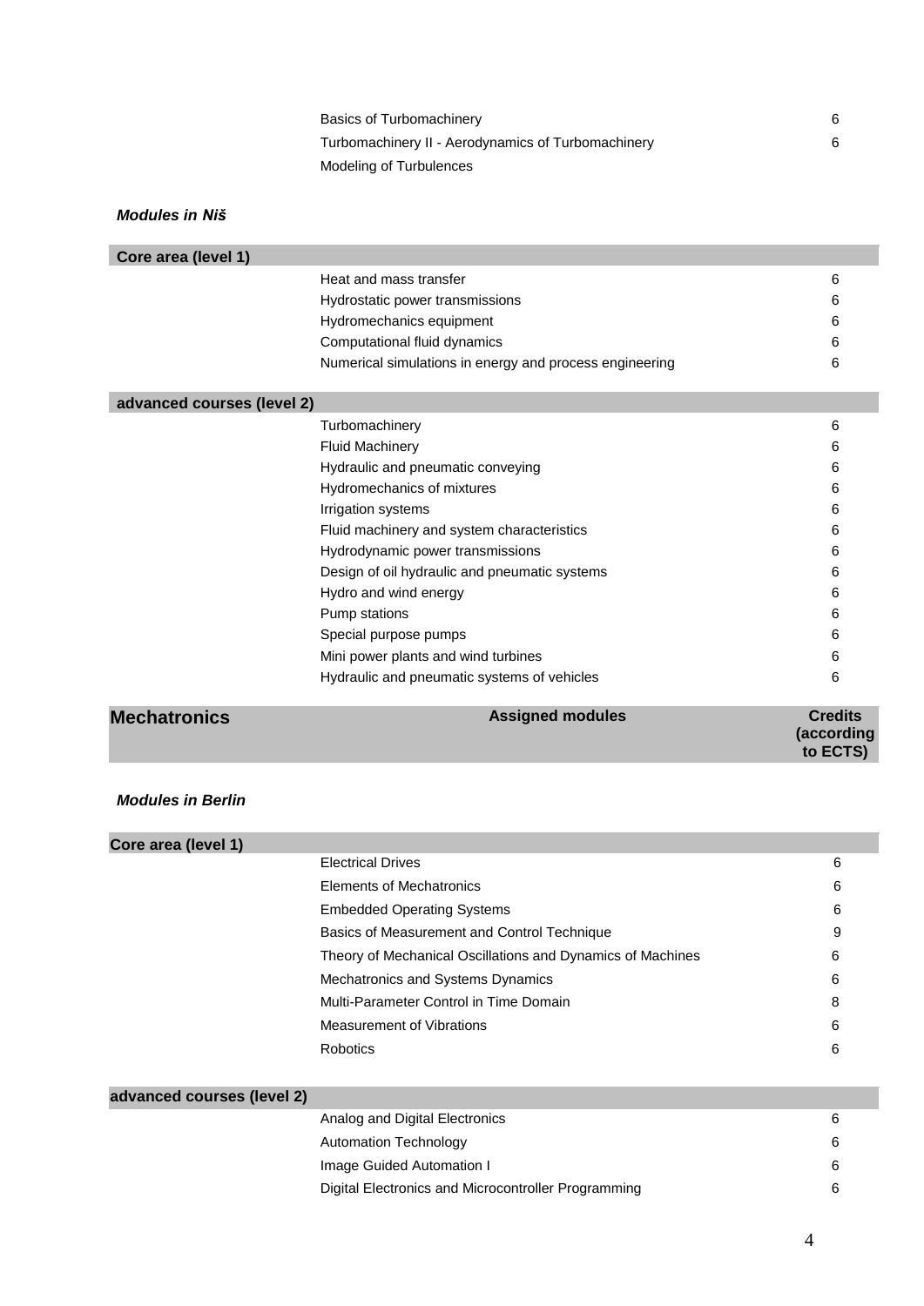| | | |
|---|---|---|
| | Basics of Turbomachinery | 6 |
| | Turbomachinery II - Aerodynamics of Turbomachinery | 6 |
| | Modeling of Turbulences | |

***Modules in Niš***

| Core area (level 1) | | |
|---|---|---|
| | Heat and mass transfer | 6 |
| | Hydrostatic power transmissions | 6 |
| | Hydromechanics equipment | 6 |
| | Computational fluid dynamics | 6 |
| | Numerical simulations in energy and process engineering | 6 |

| advanced courses (level 2) | | |
|---|---|---|
| | Turbomachinery | 6 |
| | Fluid Machinery | 6 |
| | Hydraulic and pneumatic conveying | 6 |
| | Hydromechanics of mixtures | 6 |
| | Irrigation systems | 6 |
| | Fluid machinery and system characteristics | 6 |
| | Hydrodynamic power transmissions | 6 |
| | Design of oil hydraulic and pneumatic systems | 6 |
| | Hydro and wind energy | 6 |
| | Pump stations | 6 |
| | Special purpose pumps | 6 |
| | Mini power plants and wind turbines | 6 |
| | Hydraulic and pneumatic systems of vehicles | 6 |

| Mechatronics | Assigned modules | Credits (according to ECTS) |
|---|---|---|

***Modules in Berlin***

| Core area (level 1) | | |
|---|---|---|
| | Electrical Drives | 6 |
| | Elements of Mechatronics | 6 |
| | Embedded Operating Systems | 6 |
| | Basics of Measurement and Control Technique | 9 |
| | Theory of Mechanical Oscillations and Dynamics of Machines | 6 |
| | Mechatronics and Systems Dynamics | 6 |
| | Multi-Parameter Control in Time Domain | 8 |
| | Measurement of Vibrations | 6 |
| | Robotics | 6 |

| advanced courses (level 2) | | |
|---|---|---|
| | Analog and Digital Electronics | 6 |
| | Automation Technology | 6 |
| | Image Guided Automation I | 6 |
| | Digital Electronics and Microcontroller Programming | 6 |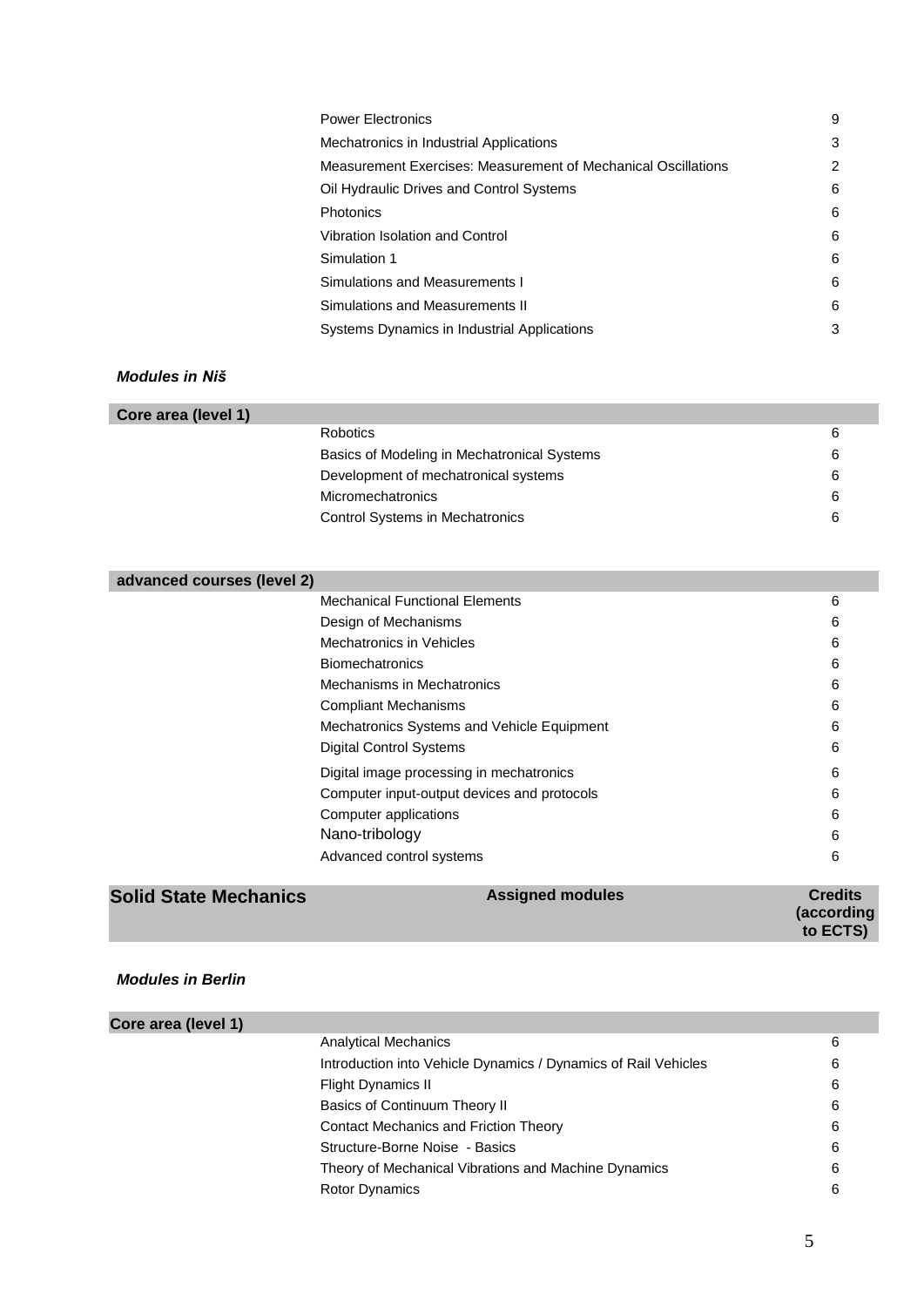| | | |
|---|---|---|
| | Power Electronics | 9 |
| | Mechatronics in Industrial Applications | 3 |
| | Measurement Exercises: Measurement of Mechanical Oscillations | 2 |
| | Oil Hydraulic Drives and Control Systems | 6 |
| | Photonics | 6 |
| | Vibration Isolation and Control | 6 |
| | Simulation 1 | 6 |
| | Simulations and Measurements I | 6 |
| | Simulations and Measurements II | 6 |
| | Systems Dynamics in Industrial Applications | 3 |

***Modules in Niš***

| **Core area (level 1)** | | |
|---|---|---|
| | Robotics | 6 |
| | Basics of Modeling in Mechatronical Systems | 6 |
| | Development of mechatronical systems | 6 |
| | Micromechatronics | 6 |
| | Control Systems in Mechatronics | 6 |

| **advanced courses (level 2)** | | |
|---|---|---|
| | Mechanical Functional Elements | 6 |
| | Design of Mechanisms | 6 |
| | Mechatronics in Vehicles | 6 |
| | Biomechatronics | 6 |
| | Mechanisms in Mechatronics | 6 |
| | Compliant Mechanisms | 6 |
| | Mechatronics Systems and Vehicle Equipment | 6 |
| | Digital Control Systems | 6 |
| | Digital image processing in mechatronics | 6 |
| | Computer input-output devices and protocols | 6 |
| | Computer applications | 6 |
| | Nano-tribology | 6 |
| | Advanced control systems | 6 |

| **Solid State Mechanics** | **Assigned modules** | **Credits (according to ECTS)** |
|---|---|---|

***Modules in Berlin***

| **Core area (level 1)** | | |
|---|---|---|
| | Analytical Mechanics | 6 |
| | Introduction into Vehicle Dynamics / Dynamics of Rail Vehicles | 6 |
| | Flight Dynamics II | 6 |
| | Basics of Continuum Theory II | 6 |
| | Contact Mechanics and Friction Theory | 6 |
| | Structure-Borne Noise - Basics | 6 |
| | Theory of Mechanical Vibrations and Machine Dynamics | 6 |
| | Rotor Dynamics | 6 |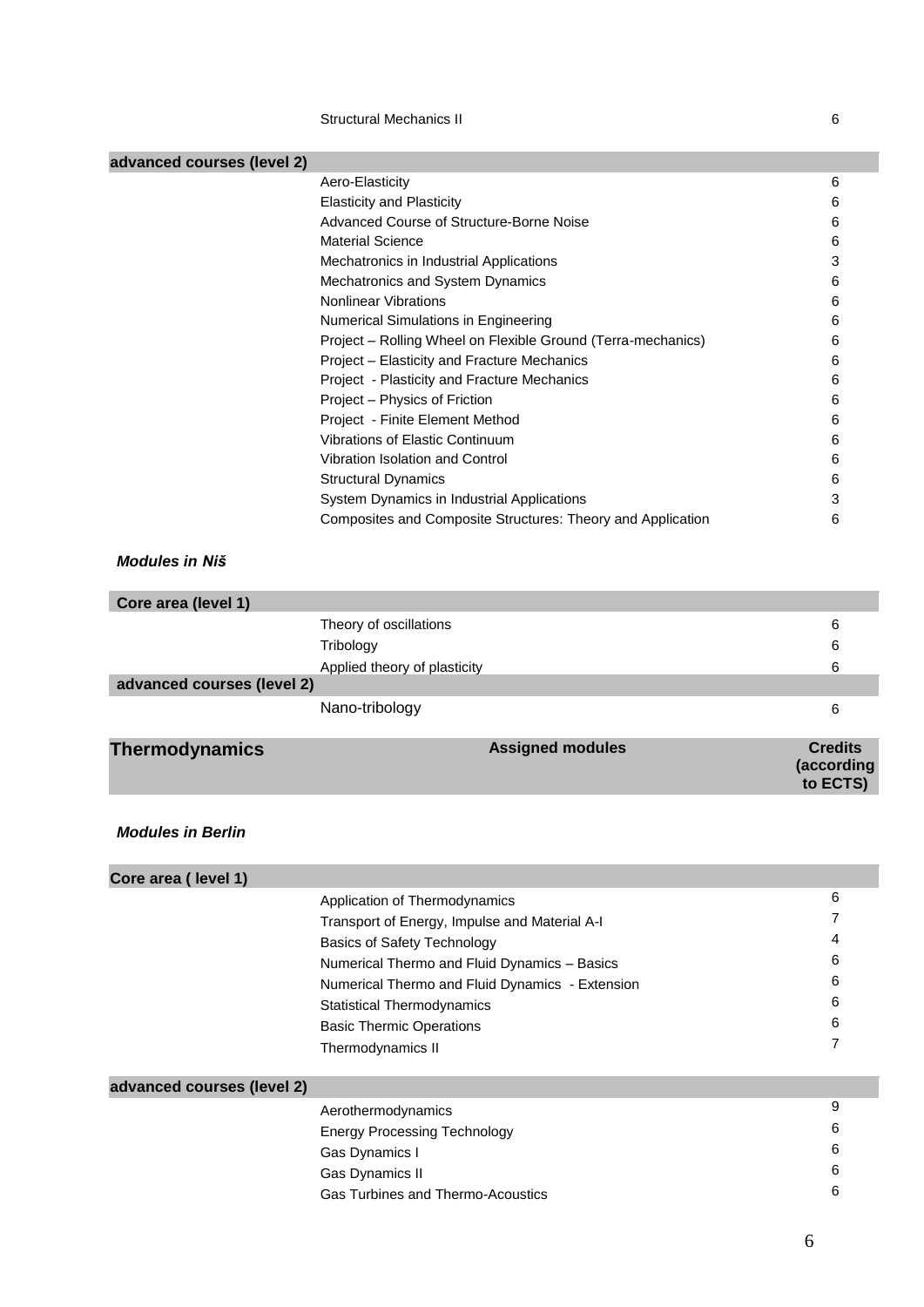| | Structural Mechanics II | 6 |
|---|---|---|
| **advanced courses (level 2)** | | |
| | Aero-Elasticity | 6 |
| | Elasticity and Plasticity | 6 |
| | Advanced Course of Structure-Borne Noise | 6 |
| | Material Science | 6 |
| | Mechatronics in Industrial Applications | 3 |
| | Mechatronics and System Dynamics | 6 |
| | Nonlinear Vibrations | 6 |
| | Numerical Simulations in Engineering | 6 |
| | Project – Rolling Wheel on Flexible Ground (Terra-mechanics) | 6 |
| | Project – Elasticity and Fracture Mechanics | 6 |
| | Project - Plasticity and Fracture Mechanics | 6 |
| | Project – Physics of Friction | 6 |
| | Project - Finite Element Method | 6 |
| | Vibrations of Elastic Continuum | 6 |
| | Vibration Isolation and Control | 6 |
| | Structural Dynamics | 6 |
| | System Dynamics in Industrial Applications | 3 |
| | Composites and Composite Structures: Theory and Application | 6 |

***Modules in Niš***

| **Core area (level 1)** | | |
|---|---|---|
| | Theory of oscillations | 6 |
| | Tribology | 6 |
| | Applied theory of plasticity | 6 |
| **advanced courses (level 2)** | | |
| | Nano-tribology | 6 |

| **Thermodynamics** | **Assigned modules** | **Credits (according to ECTS)** |
|---|---|---|

***Modules in Berlin***

| **Core area ( level 1)** | | |
|---|---|---|
| | Application of Thermodynamics | 6 |
| | Transport of Energy, Impulse and Material A-I | 7 |
| | Basics of Safety Technology | 4 |
| | Numerical Thermo and Fluid Dynamics – Basics | 6 |
| | Numerical Thermo and Fluid Dynamics - Extension | 6 |
| | Statistical Thermodynamics | 6 |
| | Basic Thermic Operations | 6 |
| | Thermodynamics II | 7 |
| **advanced courses (level 2)** | | |
| | Aerothermodynamics | 9 |
| | Energy Processing Technology | 6 |
| | Gas Dynamics I | 6 |
| | Gas Dynamics II | 6 |
| | Gas Turbines and Thermo-Acoustics | 6 |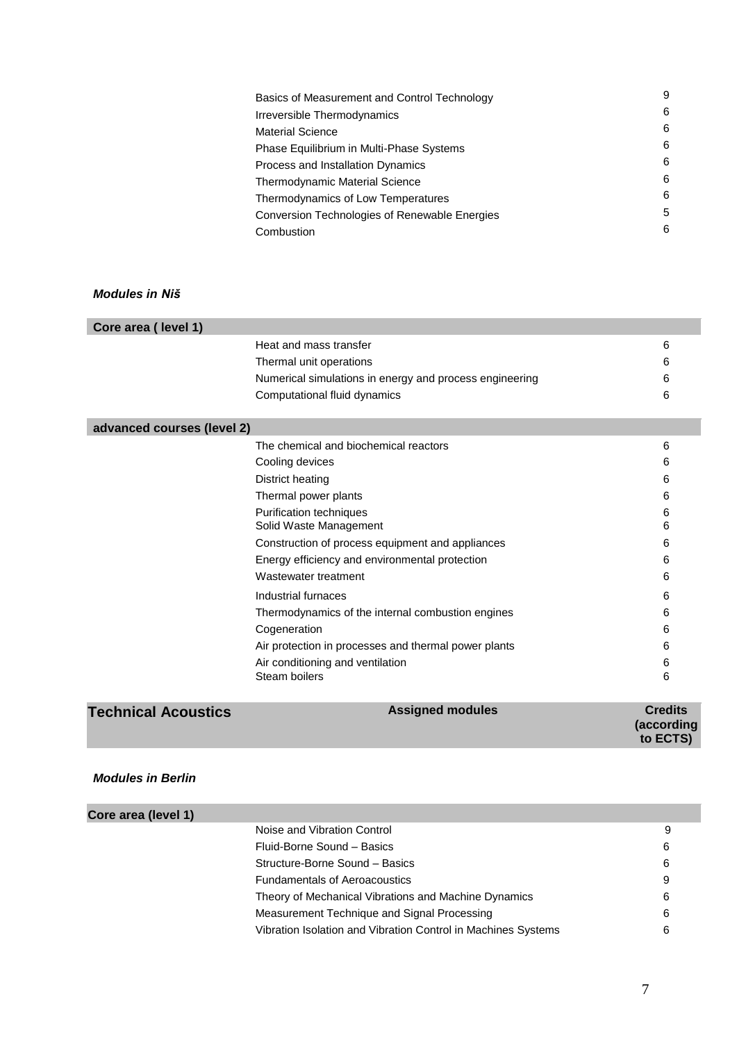| | | |
|---|---|---|
| | Basics of Measurement and Control Technology | 9 |
| | Irreversible Thermodynamics | 6 |
| | Material Science | 6 |
| | Phase Equilibrium in Multi-Phase Systems | 6 |
| | Process and Installation Dynamics | 6 |
| | Thermodynamic Material Science | 6 |
| | Thermodynamics of Low Temperatures | 6 |
| | Conversion Technologies of Renewable Energies | 5 |
| | Combustion | 6 |

***Modules in Niš***

| **Core area ( level 1)** | | |
|---|---|---|
| | Heat and mass transfer | 6 |
| | Thermal unit operations | 6 |
| | Numerical simulations in energy and process engineering | 6 |
| | Computational fluid dynamics | 6 |
| **advanced courses (level 2)** | | |
| | The chemical and biochemical reactors | 6 |
| | Cooling devices | 6 |
| | District heating | 6 |
| | Thermal power plants | 6 |
| | Purification techniques | 6 |
| | Solid Waste Management | 6 |
| | Construction of process equipment and appliances | 6 |
| | Energy efficiency and environmental protection | 6 |
| | Wastewater treatment | 6 |
| | Industrial furnaces | 6 |
| | Thermodynamics of the internal combustion engines | 6 |
| | Cogeneration | 6 |
| | Air protection in processes and thermal power plants | 6 |
| | Air conditioning and ventilation | 6 |
| | Steam boilers | 6 |

| **Technical Acoustics** | **Assigned modules** | **Credits (according to ECTS)** |
|---|---|---|

***Modules in Berlin***

| **Core area (level 1)** | | |
|---|---|---|
| | Noise and Vibration Control | 9 |
| | Fluid-Borne Sound – Basics | 6 |
| | Structure-Borne Sound – Basics | 6 |
| | Fundamentals of Aeroacoustics | 9 |
| | Theory of Mechanical Vibrations and Machine Dynamics | 6 |
| | Measurement Technique and Signal Processing | 6 |
| | Vibration Isolation and Vibration Control in Machines Systems | 6 |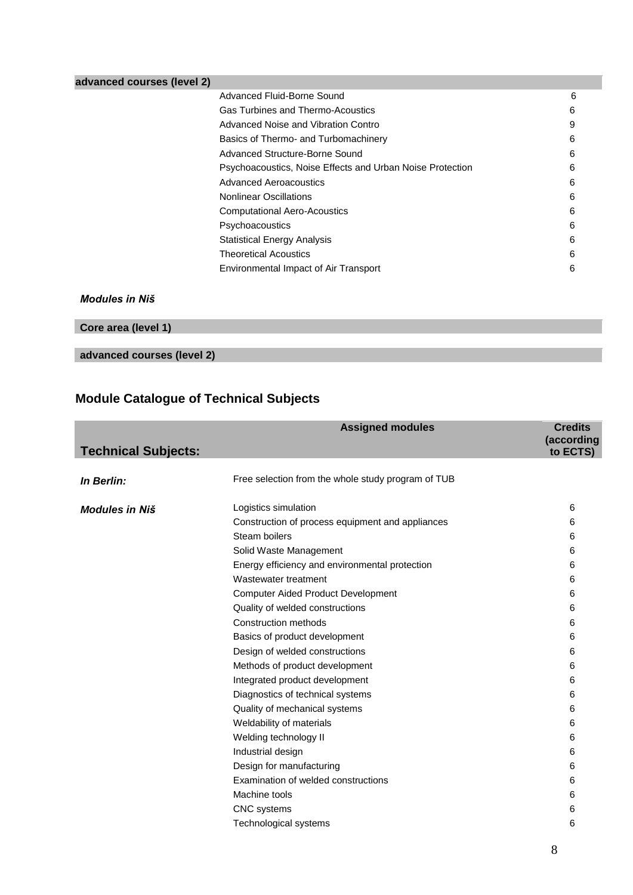| advanced courses (level 2) | | |
|---|---|---|
| | Advanced Fluid-Borne Sound | 6 |
| | Gas Turbines and Thermo-Acoustics | 6 |
| | Advanced Noise and Vibration Contro | 9 |
| | Basics of Thermo- and Turbomachinery | 6 |
| | Advanced Structure-Borne Sound | 6 |
| | Psychoacoustics, Noise Effects and Urban Noise Protection | 6 |
| | Advanced Aeroacoustics | 6 |
| | Nonlinear Oscillations | 6 |
| | Computational Aero-Acoustics | 6 |
| | Psychoacoustics | 6 |
| | Statistical Energy Analysis | 6 |
| | Theoretical Acoustics | 6 |
| | Environmental Impact of Air Transport | 6 |

***Modules in Niš***

| Core area (level 1) |
|---|

| advanced courses (level 2) |
|---|

## Module Catalogue of Technical Subjects

| Technical Subjects: | Assigned modules | Credits (according to ECTS) |
|---|---|---|
| ***In Berlin:*** | Free selection from the whole study program of TUB | |
| ***Modules in Niš*** | Logistics simulation | 6 |
| | Construction of process equipment and appliances | 6 |
| | Steam boilers | 6 |
| | Solid Waste Management | 6 |
| | Energy efficiency and environmental protection | 6 |
| | Wastewater treatment | 6 |
| | Computer Aided Product Development | 6 |
| | Quality of welded constructions | 6 |
| | Construction methods | 6 |
| | Basics of product development | 6 |
| | Design of welded constructions | 6 |
| | Methods of product development | 6 |
| | Integrated product development | 6 |
| | Diagnostics of technical systems | 6 |
| | Quality of mechanical systems | 6 |
| | Weldability of materials | 6 |
| | Welding technology II | 6 |
| | Industrial design | 6 |
| | Design for manufacturing | 6 |
| | Examination of welded constructions | 6 |
| | Machine tools | 6 |
| | CNC systems | 6 |
| | Technological systems | 6 |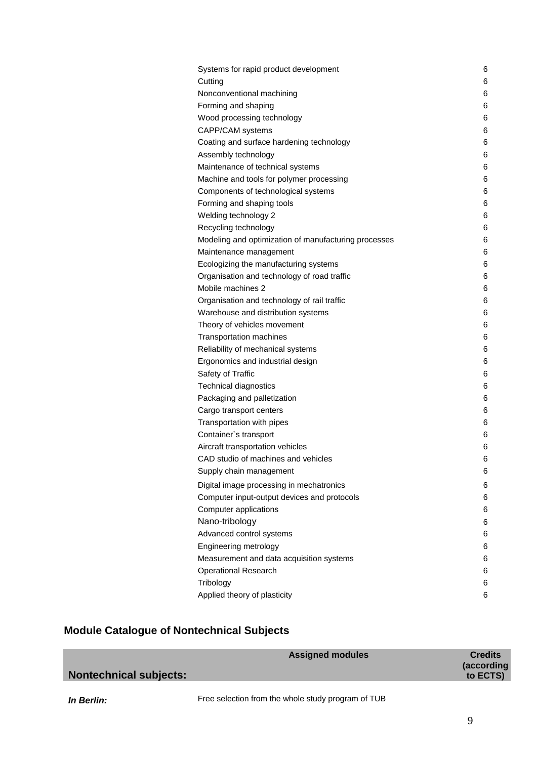| | |
|---|---|
| Systems for rapid product development | 6 |
| Cutting | 6 |
| Nonconventional machining | 6 |
| Forming and shaping | 6 |
| Wood processing technology | 6 |
| CAPP/CAM systems | 6 |
| Coating and surface hardening technology | 6 |
| Assembly technology | 6 |
| Maintenance of technical systems | 6 |
| Machine and tools for polymer processing | 6 |
| Components of technological systems | 6 |
| Forming and shaping tools | 6 |
| Welding technology 2 | 6 |
| Recycling technology | 6 |
| Modeling and optimization of manufacturing processes | 6 |
| Maintenance management | 6 |
| Ecologizing the manufacturing systems | 6 |
| Organisation and technology of road traffic | 6 |
| Mobile machines 2 | 6 |
| Organisation and technology of rail traffic | 6 |
| Warehouse and distribution systems | 6 |
| Theory of vehicles movement | 6 |
| Transportation machines | 6 |
| Reliability of mechanical systems | 6 |
| Ergonomics and industrial design | 6 |
| Safety of Traffic | 6 |
| Technical diagnostics | 6 |
| Packaging and palletization | 6 |
| Cargo transport centers | 6 |
| Transportation with pipes | 6 |
| Container`s transport | 6 |
| Aircraft transportation vehicles | 6 |
| CAD studio of machines and vehicles | 6 |
| Supply chain management | 6 |
| Digital image processing in mechatronics | 6 |
| Computer input-output devices and protocols | 6 |
| Computer applications | 6 |
| Nano-tribology | 6 |
| Advanced control systems | 6 |
| Engineering metrology | 6 |
| Measurement and data acquisition systems | 6 |
| Operational Research | 6 |
| Tribology | 6 |
| Applied theory of plasticity | 6 |

## Module Catalogue of Nontechnical Subjects

| Nontechnical subjects: | Assigned modules | Credits (according to ECTS) |
|---|---|---|
| ***In Berlin:*** | Free selection from the whole study program of TUB | |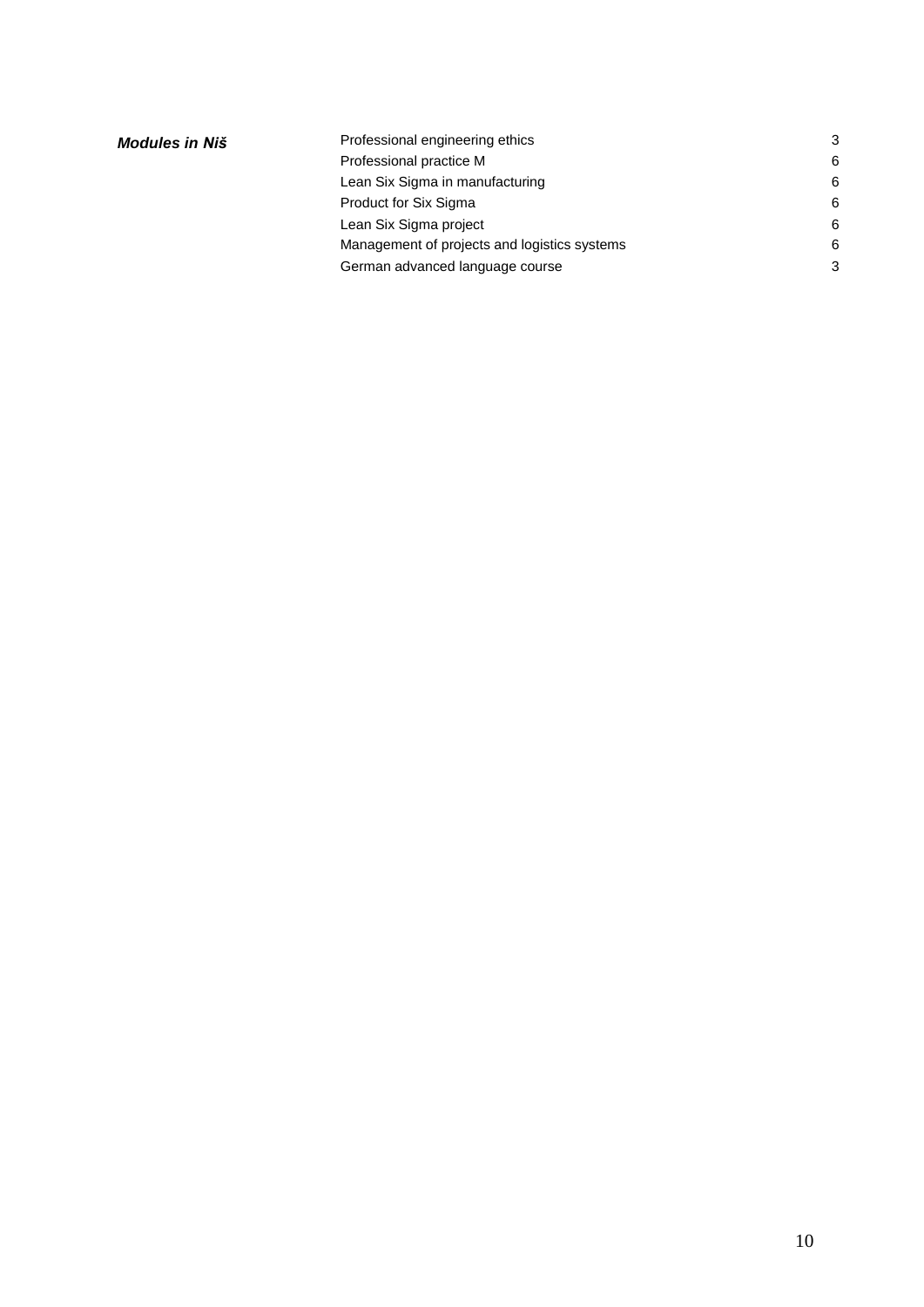| | | |
|---|---|---|
| ***Modules in Niš*** | Professional engineering ethics | 3 |
| | Professional practice M | 6 |
| | Lean Six Sigma in manufacturing | 6 |
| | Product for Six Sigma | 6 |
| | Lean Six Sigma project | 6 |
| | Management of projects and logistics systems | 6 |
| | German advanced language course | 3 |